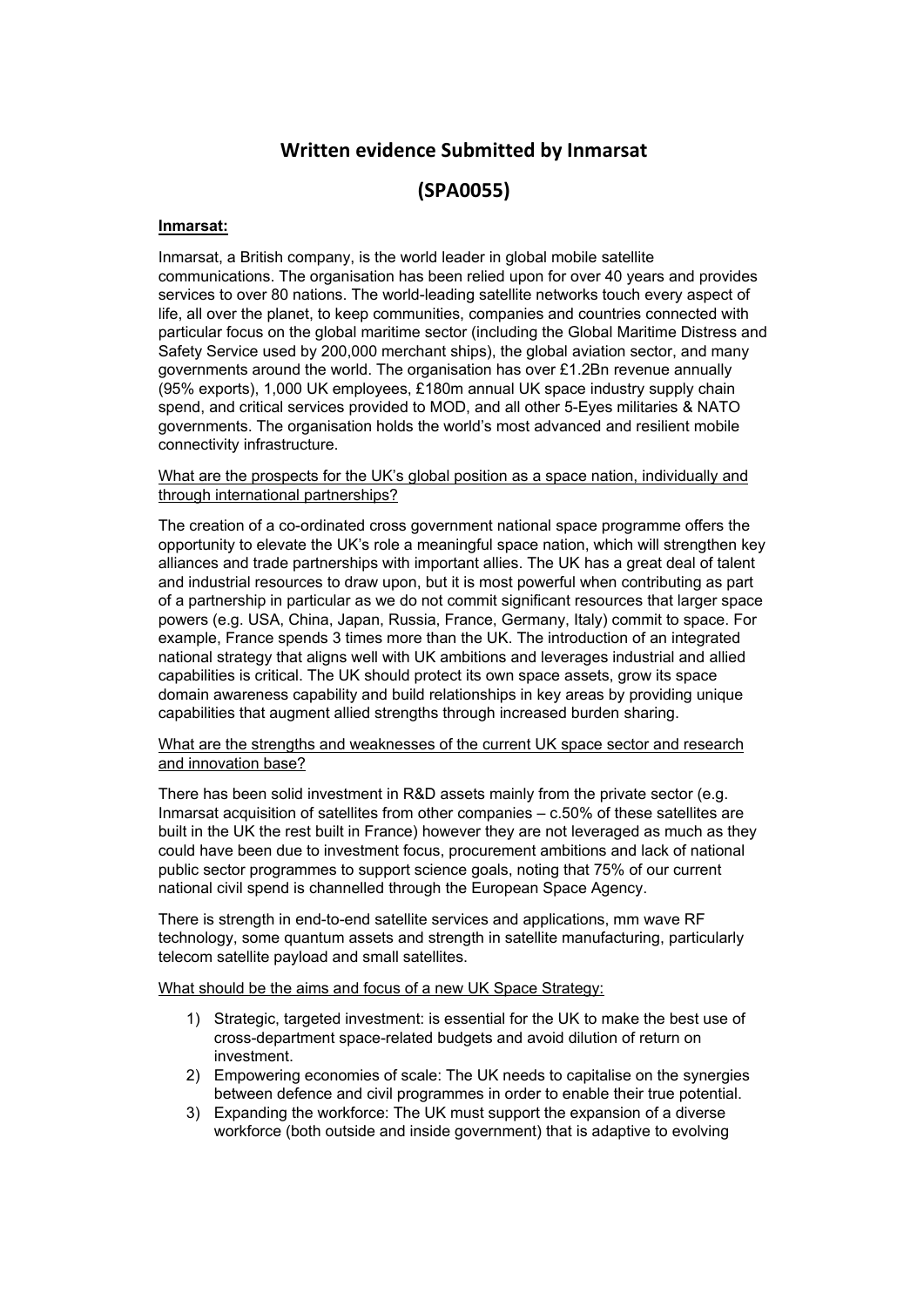# Written evidence Submitted by Inmarsat

# (SPA0055)

**Inmarsat:**

Inmarsat, a British company, is the world leader in global mobile satellite communications. The organisation has been relied upon for over 40 years and provides services to over 80 nations. The world-leading satellite networks touch every aspect of life, all over the planet, to keep communities, companies and countries connected with particular focus on the global maritime sector (including the Global Maritime Distress and Safety Service used by 200,000 merchant ships), the global aviation sector, and many governments around the world. The organisation has over £1.2Bn revenue annually (95% exports), 1,000 UK employees, £180m annual UK space industry supply chain spend, and critical services provided to MOD, and all other 5-Eyes militaries & NATO governments. The organisation holds the world's most advanced and resilient mobile connectivity infrastructure.

What are the prospects for the UK's global position as a space nation, individually and through international partnerships?

The creation of a co-ordinated cross government national space programme offers the opportunity to elevate the UK's role a meaningful space nation, which will strengthen key alliances and trade partnerships with important allies. The UK has a great deal of talent and industrial resources to draw upon, but it is most powerful when contributing as part of a partnership in particular as we do not commit significant resources that larger space powers (e.g. USA, China, Japan, Russia, France, Germany, Italy) commit to space. For example, France spends 3 times more than the UK. The introduction of an integrated national strategy that aligns well with UK ambitions and leverages industrial and allied capabilities is critical. The UK should protect its own space assets, grow its space domain awareness capability and build relationships in key areas by providing unique capabilities that augment allied strengths through increased burden sharing.

What are the strengths and weaknesses of the current UK space sector and research and innovation base?

There has been solid investment in R&D assets mainly from the private sector (e.g. Inmarsat acquisition of satellites from other companies – c.50% of these satellites are built in the UK the rest built in France) however they are not leveraged as much as they could have been due to investment focus, procurement ambitions and lack of national public sector programmes to support science goals, noting that 75% of our current national civil spend is channelled through the European Space Agency.

There is strength in end-to-end satellite services and applications, mm wave RF technology, some quantum assets and strength in satellite manufacturing, particularly telecom satellite payload and small satellites.

What should be the aims and focus of a new UK Space Strategy:

1) Strategic, targeted investment: is essential for the UK to make the best use of cross-department space-related budgets and avoid dilution of return on investment.
2) Empowering economies of scale: The UK needs to capitalise on the synergies between defence and civil programmes in order to enable their true potential.
3) Expanding the workforce: The UK must support the expansion of a diverse workforce (both outside and inside government) that is adaptive to evolving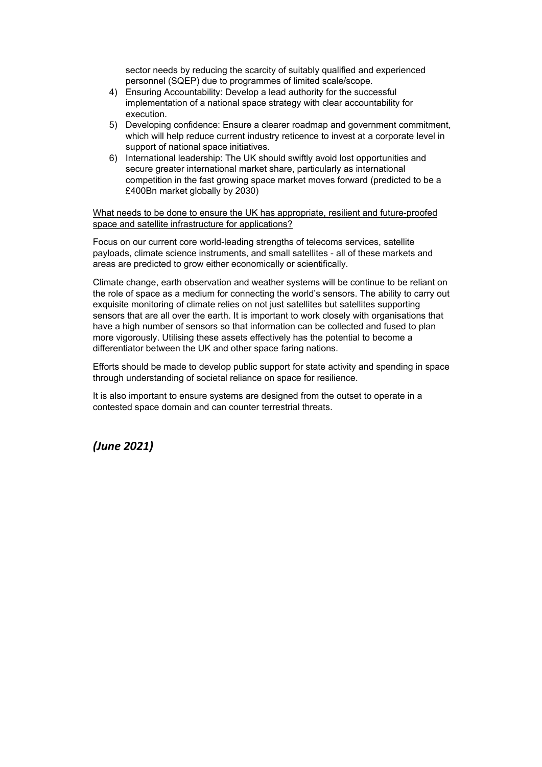sector needs by reducing the scarcity of suitably qualified and experienced personnel (SQEP) due to programmes of limited scale/scope.

4) Ensuring Accountability: Develop a lead authority for the successful implementation of a national space strategy with clear accountability for execution.
5) Developing confidence: Ensure a clearer roadmap and government commitment, which will help reduce current industry reticence to invest at a corporate level in support of national space initiatives.
6) International leadership: The UK should swiftly avoid lost opportunities and secure greater international market share, particularly as international competition in the fast growing space market moves forward (predicted to be a £400Bn market globally by 2030)

<u>What needs to be done to ensure the UK has appropriate, resilient and future-proofed space and satellite infrastructure for applications?</u>

Focus on our current core world-leading strengths of telecoms services, satellite payloads, climate science instruments, and small satellites - all of these markets and areas are predicted to grow either economically or scientifically.

Climate change, earth observation and weather systems will be continue to be reliant on the role of space as a medium for connecting the world's sensors. The ability to carry out exquisite monitoring of climate relies on not just satellites but satellites supporting sensors that are all over the earth. It is important to work closely with organisations that have a high number of sensors so that information can be collected and fused to plan more vigorously. Utilising these assets effectively has the potential to become a differentiator between the UK and other space faring nations.

Efforts should be made to develop public support for state activity and spending in space through understanding of societal reliance on space for resilience.

It is also important to ensure systems are designed from the outset to operate in a contested space domain and can counter terrestrial threats.

***(June 2021)***